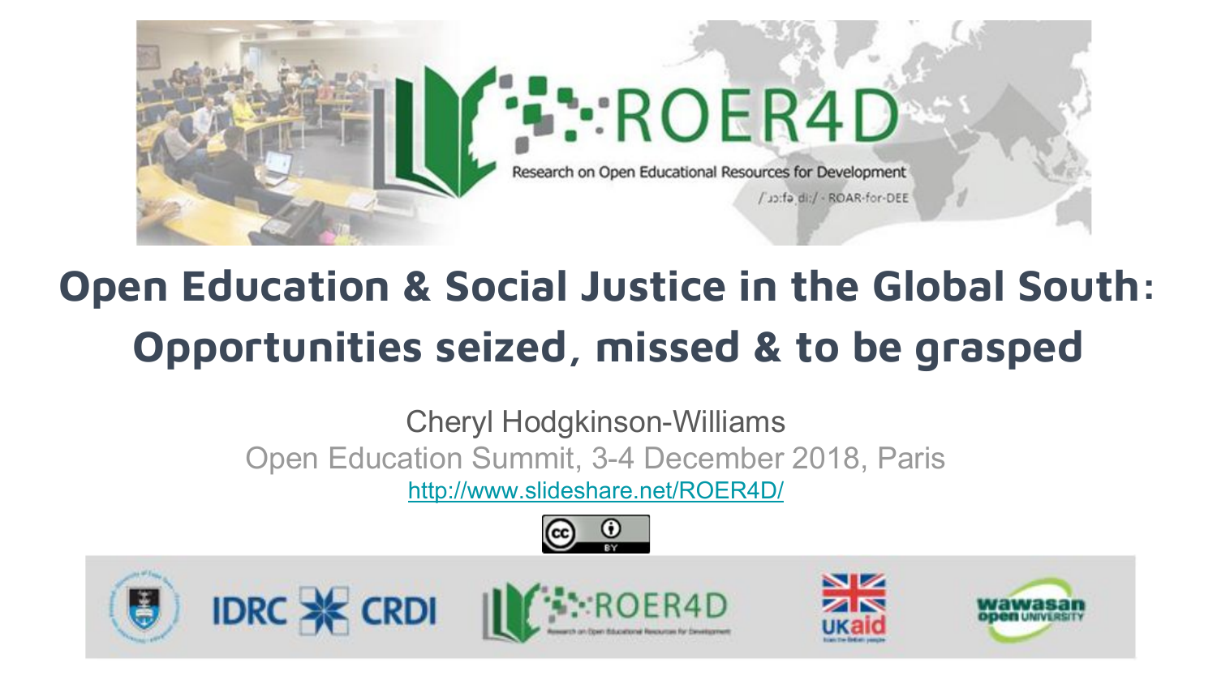ROER4D

Research on Open Educational Resources for Development

/ˈɹɔːfə diː/ - ROAR-for-DEE

# Open Education & Social Justice in the Global South: Opportunities seized, missed & to be grasped

Cheryl Hodgkinson-Williams

Open Education Summit, 3-4 December 2018, Paris

http://www.slideshare.net/ROER4D/

IDRC CRDI | ROER4D | UKaid | Wawasan Open University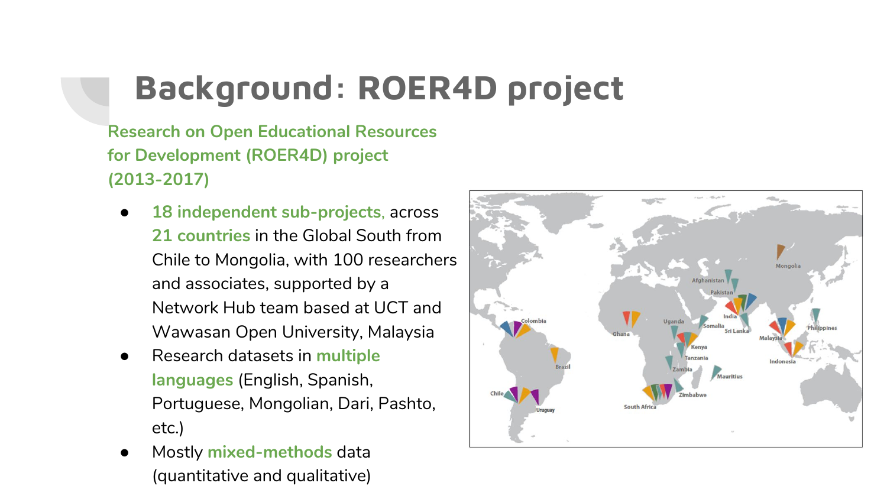# Background: ROER4D project

**Research on Open Educational Resources for Development (ROER4D) project (2013-2017)**

- **18 independent sub-projects**, across **21 countries** in the Global South from Chile to Mongolia, with 100 researchers and associates, supported by a Network Hub team based at UCT and Wawasan Open University, Malaysia
- Research datasets in **multiple languages** (English, Spanish, Portuguese, Mongolian, Dari, Pashto, etc.)
- Mostly **mixed-methods** data (quantitative and qualitative)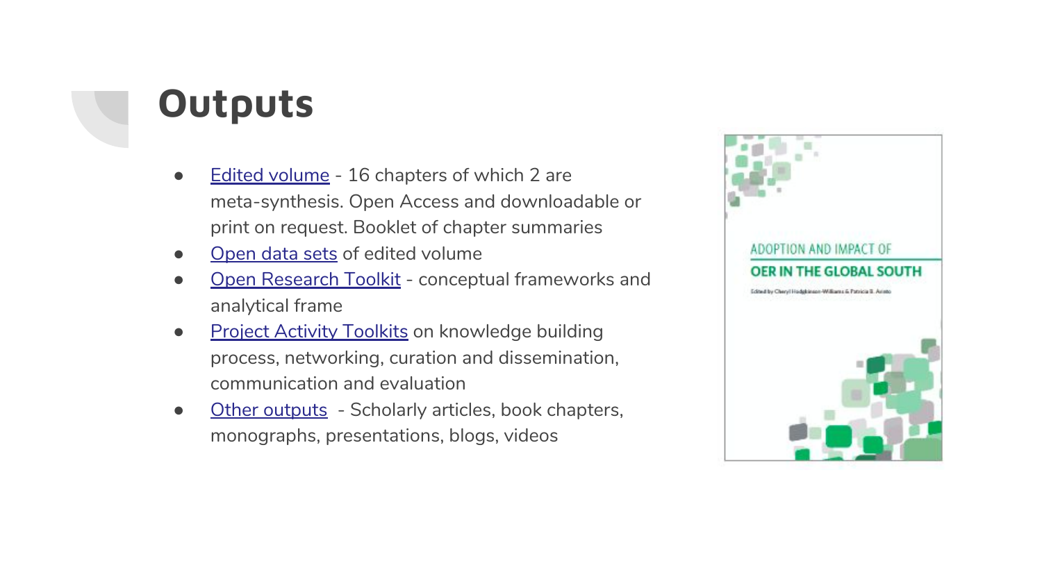# Outputs

- Edited volume - 16 chapters of which 2 are meta-synthesis. Open Access and downloadable or print on request. Booklet of chapter summaries
- Open data sets of edited volume
- Open Research Toolkit - conceptual frameworks and analytical frame
- Project Activity Toolkits on knowledge building process, networking, curation and dissemination, communication and evaluation
- Other outputs - Scholarly articles, book chapters, monographs, presentations, blogs, videos

ADOPTION AND IMPACT OF
OER IN THE GLOBAL SOUTH
Edited by Cheryl Hodgkinson-Williams & Patricia B. Arinto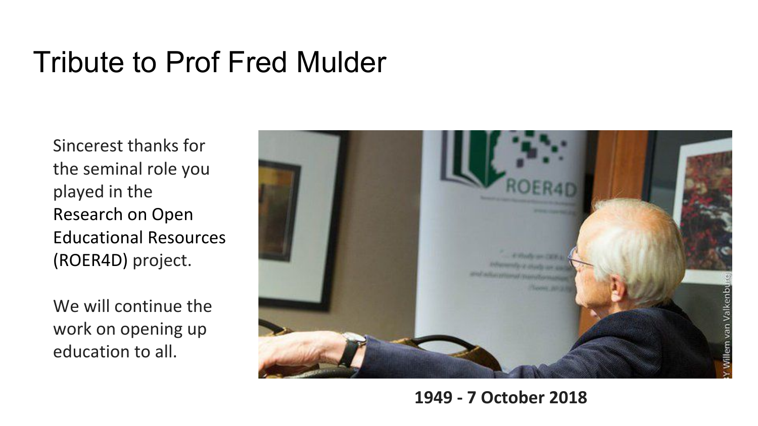# Tribute to Prof Fred Mulder

Sincerest thanks for the seminal role you played in the Research on Open Educational Resources (ROER4D) project.

We will continue the work on opening up education to all.

**1949 - 7 October 2018**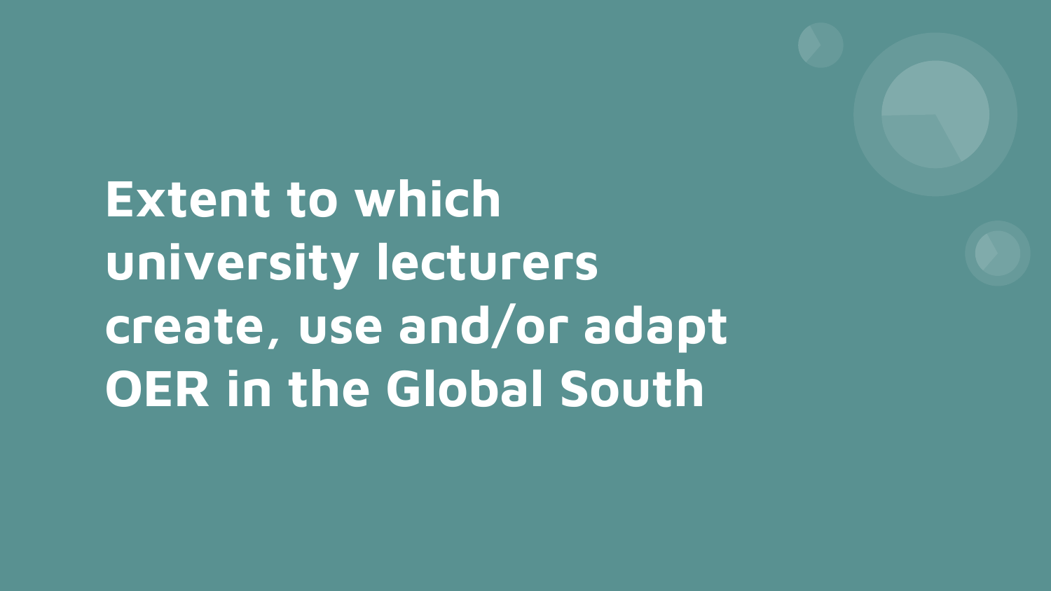# Extent to which university lecturers create, use and/or adapt OER in the Global South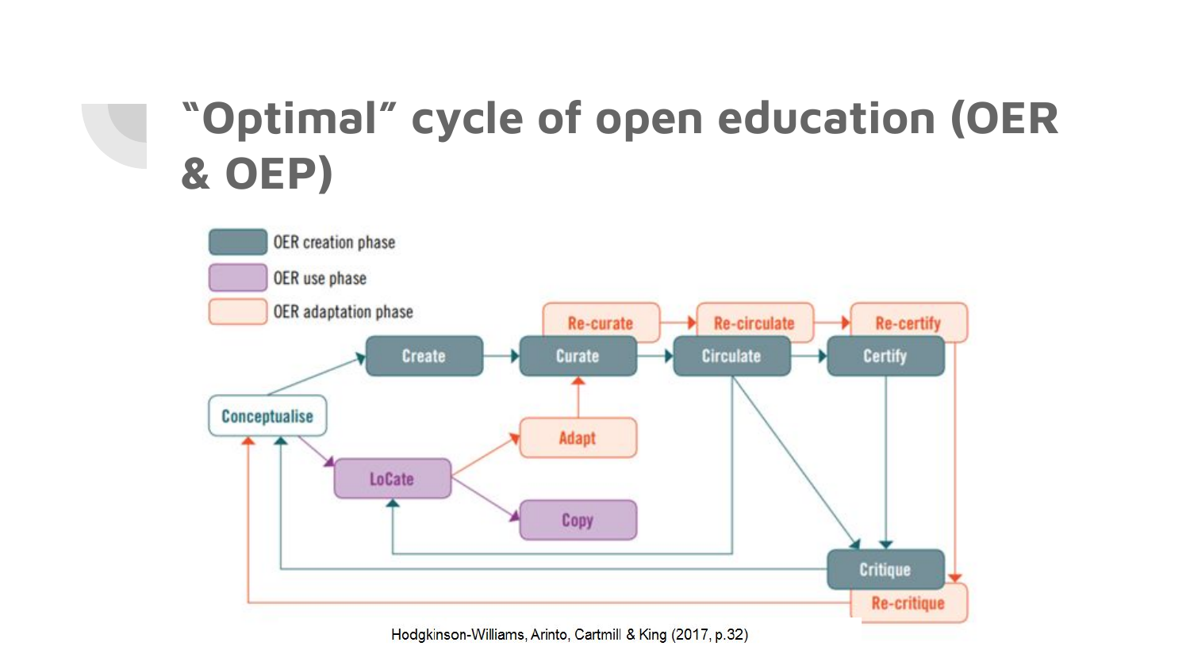# "Optimal" cycle of open education (OER & OEP)

- OER creation phase
- OER use phase
- OER adaptation phase

Create → Curate → Circulate → Certify

Re-curate → Re-circulate → Re-certify

Conceptualise

LoCate

Adapt

Copy

Critique

Re-critique

Hodgkinson-Williams, Arinto, Cartmill & King (2017, p.32)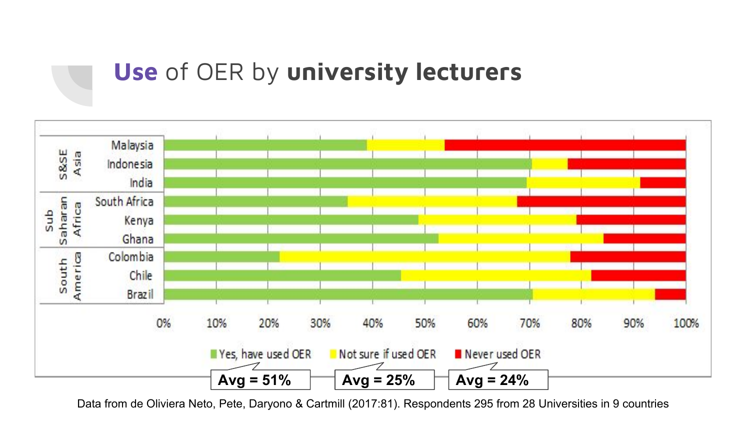# Use of OER by university lecturers

| Region | Country |
| --- | --- |
| S&SE Asia | Malaysia |
| | Indonesia |
| | India |
| Sub Saharan Africa | South Africa |
| | Kenya |
| | Ghana |
| South America | Colombia |
| | Chile |
| | Brazil |

0% 10% 20% 30% 40% 50% 60% 70% 80% 90% 100%

- Yes, have used OER — Avg = 51%
- Not sure if used OER — Avg = 25%
- Never used OER — Avg = 24%

Data from de Oliviera Neto, Pete, Daryono & Cartmill (2017:81). Respondents 295 from 28 Universities in 9 countries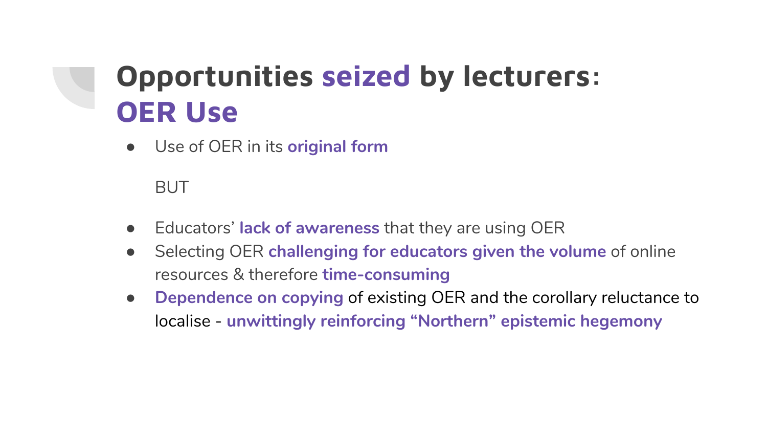# Opportunities **seized** by lecturers: **OER Use**

- Use of OER in its **original form**

BUT

- Educators' **lack of awareness** that they are using OER
- Selecting OER **challenging for educators given the volume** of online resources & therefore **time-consuming**
- **Dependence on copying** of existing OER and the corollary reluctance to localise - **unwittingly reinforcing "Northern" epistemic hegemony**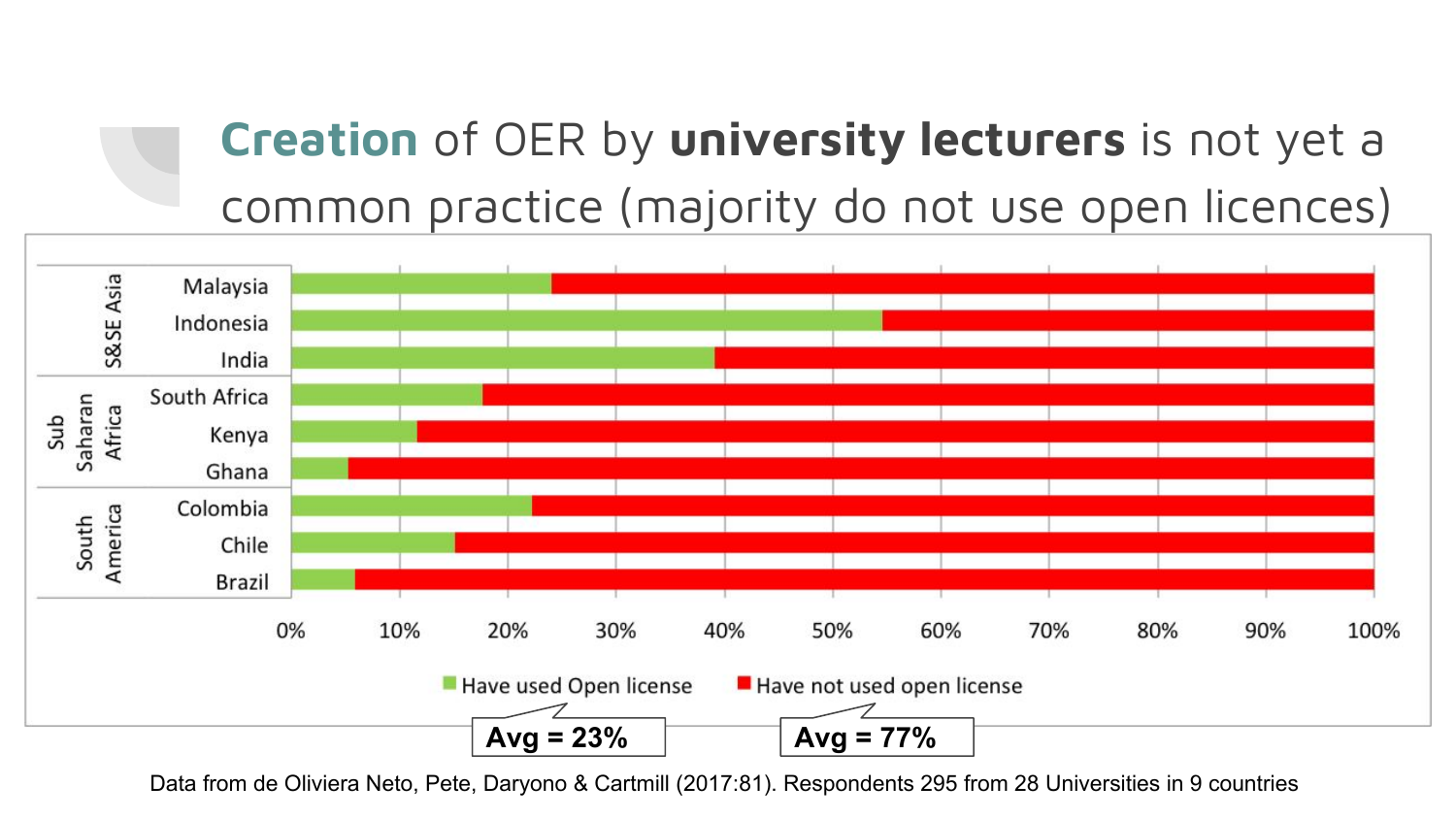# **Creation** of OER by **university lecturers** is not yet a common practice (majority do not use open licences)

| Region | Country | Have used Open license | Have not used open license |
|---|---|---|---|
| S&SE Asia | Malaysia | | |
| | Indonesia | | |
| | India | | |
| Sub Saharan Africa | South Africa | | |
| | Kenya | | |
| | Ghana | | |
| South America | Colombia | | |
| | Chile | | |
| | Brazil | | |

0% 10% 20% 30% 40% 50% 60% 70% 80% 90% 100%

Have used Open license — **Avg = 23%**

Have not used open license — **Avg = 77%**

Data from de Oliviera Neto, Pete, Daryono & Cartmill (2017:81). Respondents 295 from 28 Universities in 9 countries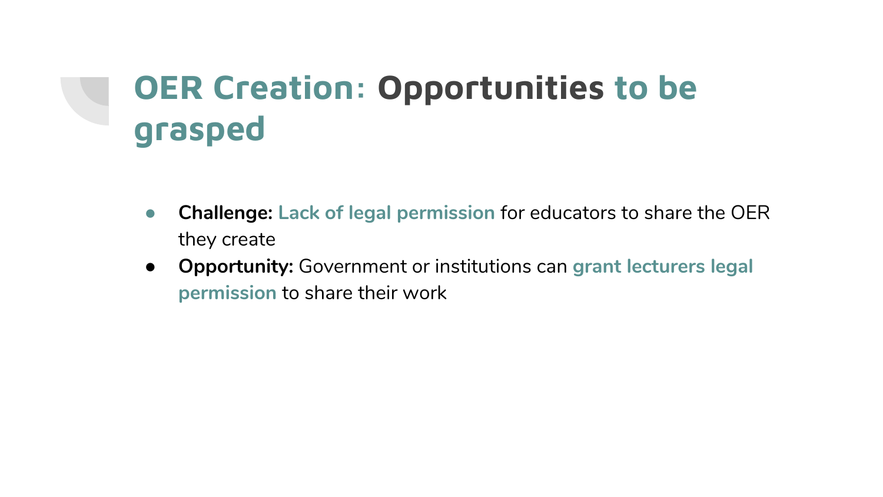# OER Creation: Opportunities to be grasped

- **Challenge:** **Lack of legal permission** for educators to share the OER they create
- **Opportunity:** Government or institutions can **grant lecturers legal permission** to share their work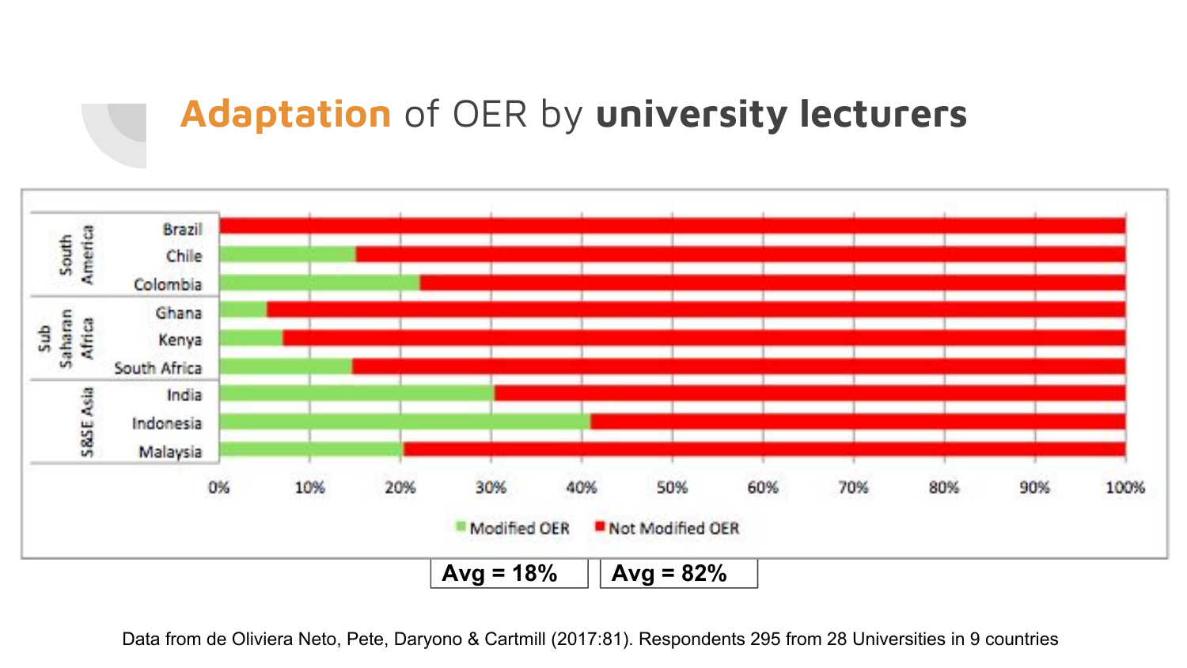# **Adaptation** of OER by **university lecturers**

| Region | Country | Modified OER | Not Modified OER |
|---|---|---|---|
| South America | Brazil | | |
| | Chile | | |
| | Colombia | | |
| Sub Saharan Africa | Ghana | | |
| | Kenya | | |
| | South Africa | | |
| S&SE Asia | India | | |
| | Indonesia | | |
| | Malaysia | | |

0% 10% 20% 30% 40% 50% 60% 70% 80% 90% 100%

Modified OER | Not Modified OER

**Avg = 18%** | **Avg = 82%**

Data from de Oliviera Neto, Pete, Daryono & Cartmill (2017:81). Respondents 295 from 28 Universities in 9 countries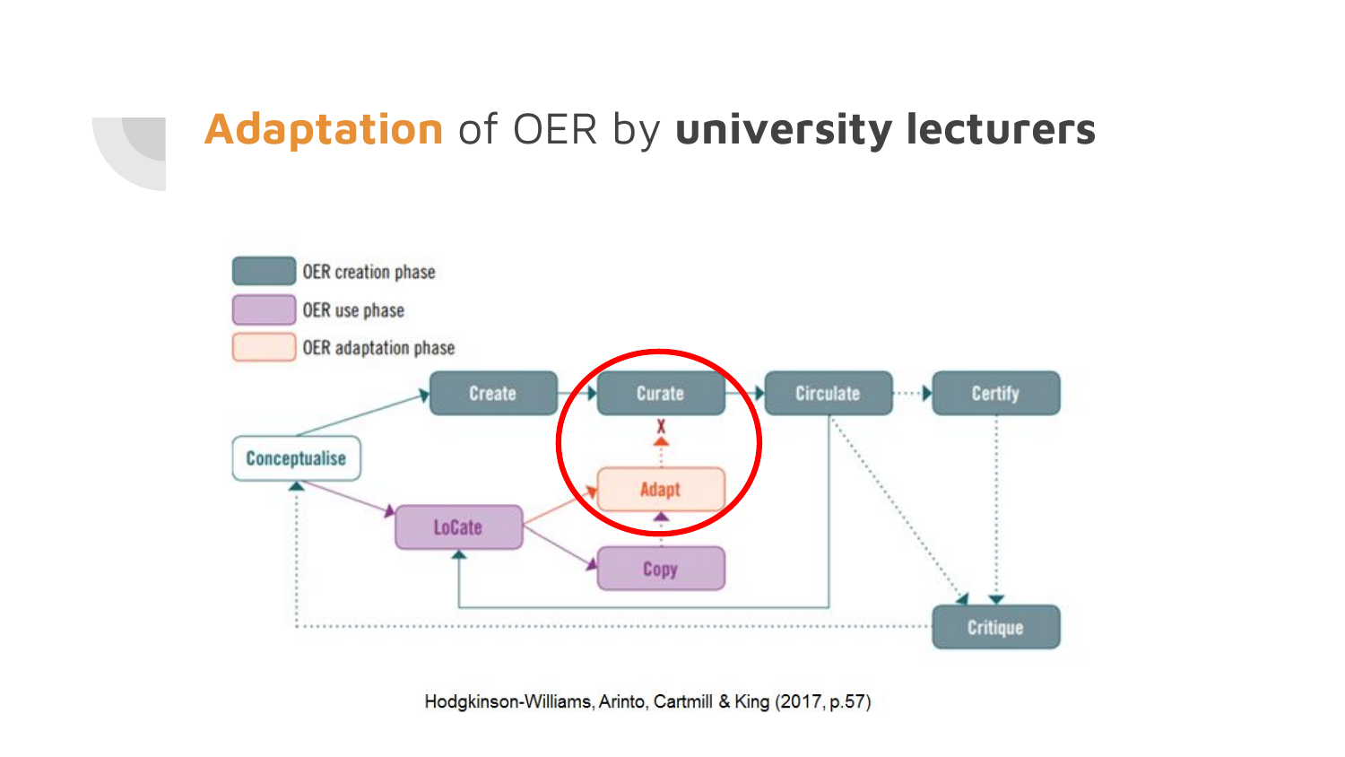# Adaptation of OER by university lecturers

OER creation phase
OER use phase
OER adaptation phase

Create → Curate → Circulate → Certify

Conceptualise

LoCate

Adapt

Copy

Critique

Hodgkinson-Williams, Arinto, Cartmill & King (2017, p.57)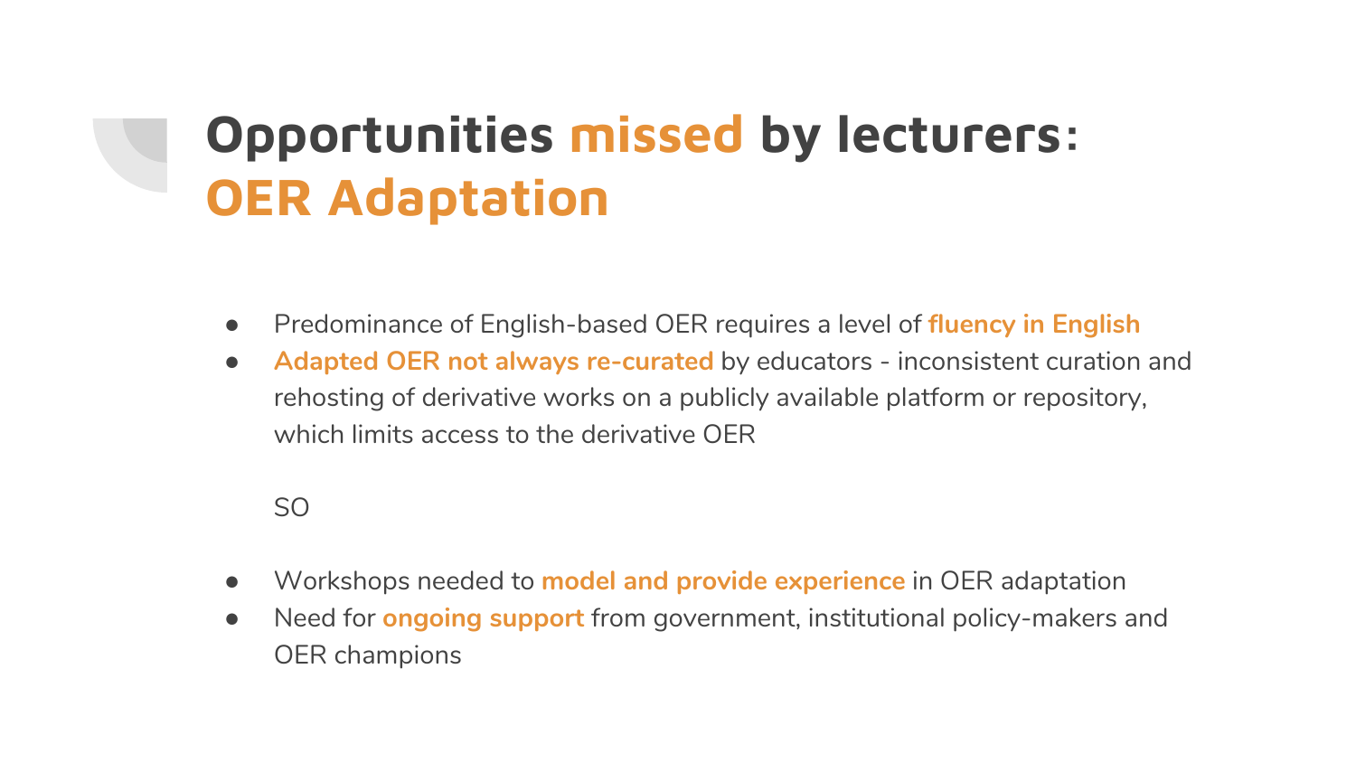# Opportunities missed by lecturers: OER Adaptation

- Predominance of English-based OER requires a level of **fluency in English**
- **Adapted OER not always re-curated** by educators - inconsistent curation and rehosting of derivative works on a publicly available platform or repository, which limits access to the derivative OER

SO

- Workshops needed to **model and provide experience** in OER adaptation
- Need for **ongoing support** from government, institutional policy-makers and OER champions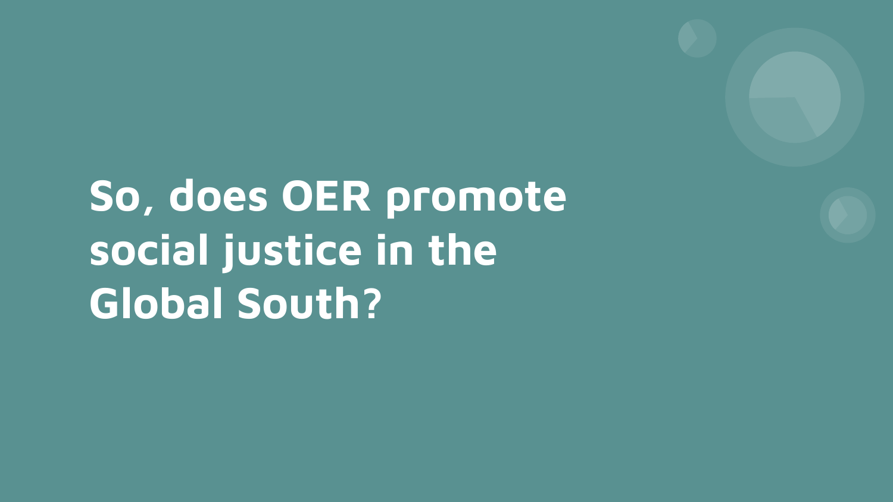# So, does OER promote social justice in the Global South?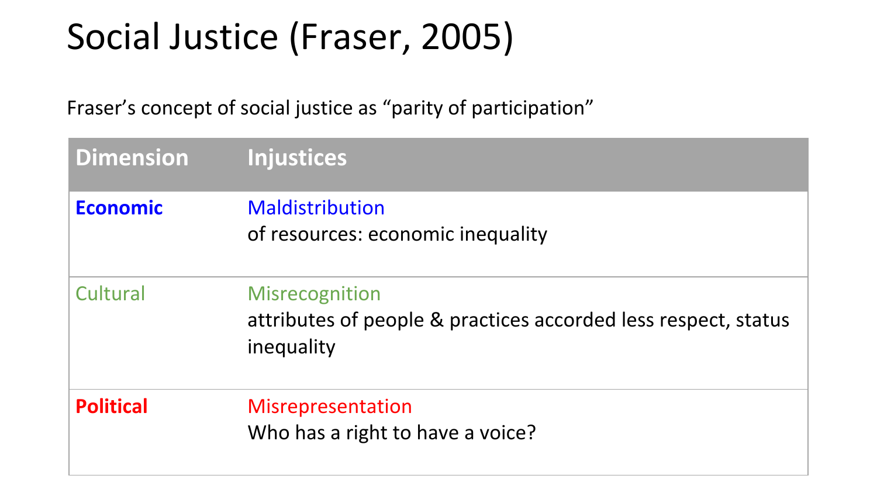# Social Justice (Fraser, 2005)

Fraser's concept of social justice as "parity of participation"

| Dimension | Injustices |
|---|---|
| **Economic** | Maldistribution<br>of resources: economic inequality |
| Cultural | Misrecognition<br>attributes of people & practices accorded less respect, status inequality |
| **Political** | Misrepresentation<br>Who has a right to have a voice? |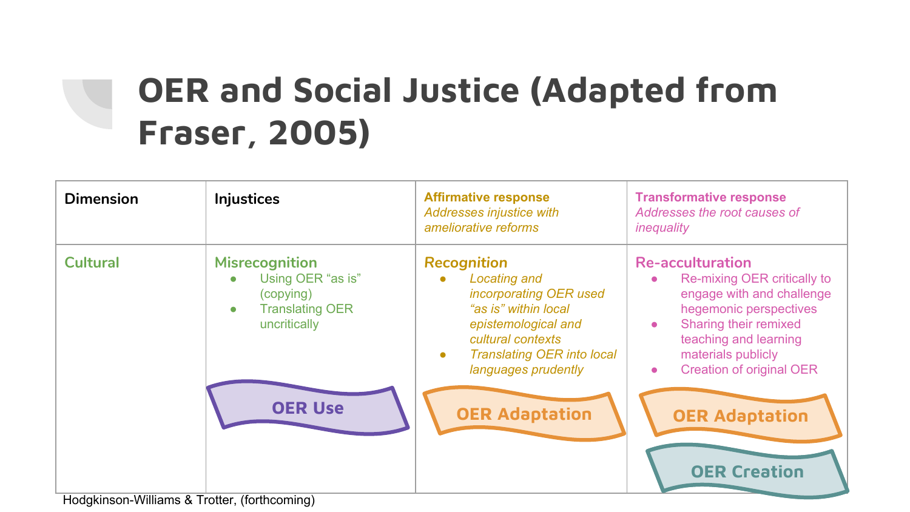# OER and Social Justice (Adapted from Fraser, 2005)

| Dimension | Injustices | **Affirmative response** *Addresses injustice with ameliorative reforms* | **Transformative response** *Addresses the root causes of inequality* |
|---|---|---|---|
| Cultural | **Misrecognition**<br>• Using OER "as is" (copying)<br>• Translating OER uncritically<br><br>OER Use | **Recognition**<br>• *Locating and incorporating OER used "as is" within local epistemological and cultural contexts*<br>• *Translating OER into local languages prudently*<br><br>OER Adaptation | **Re-acculturation**<br>• Re-mixing OER critically to engage with and challenge hegemonic perspectives<br>• Sharing their remixed teaching and learning materials publicly<br>• Creation of original OER<br><br>OER Adaptation<br>OER Creation |

Hodgkinson-Williams & Trotter, (forthcoming)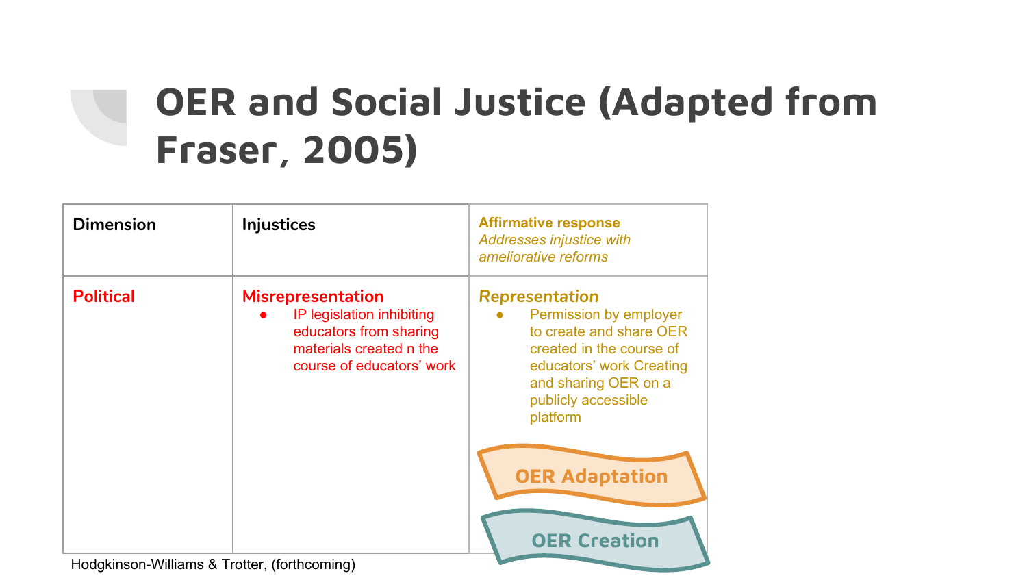# OER and Social Justice (Adapted from Fraser, 2005)

| Dimension | Injustices | **Affirmative response** *Addresses injustice with ameliorative reforms* |
| --- | --- | --- |
| **Political** | **Misrepresentation** <br>• IP legislation inhibiting educators from sharing materials created n the course of educators' work | ***Representation*** <br>• Permission by employer to create and share OER created in the course of educators' work Creating and sharing OER on a publicly accessible platform <br><br>**OER Adaptation** <br><br>**OER Creation** |

Hodgkinson-Williams & Trotter, (forthcoming)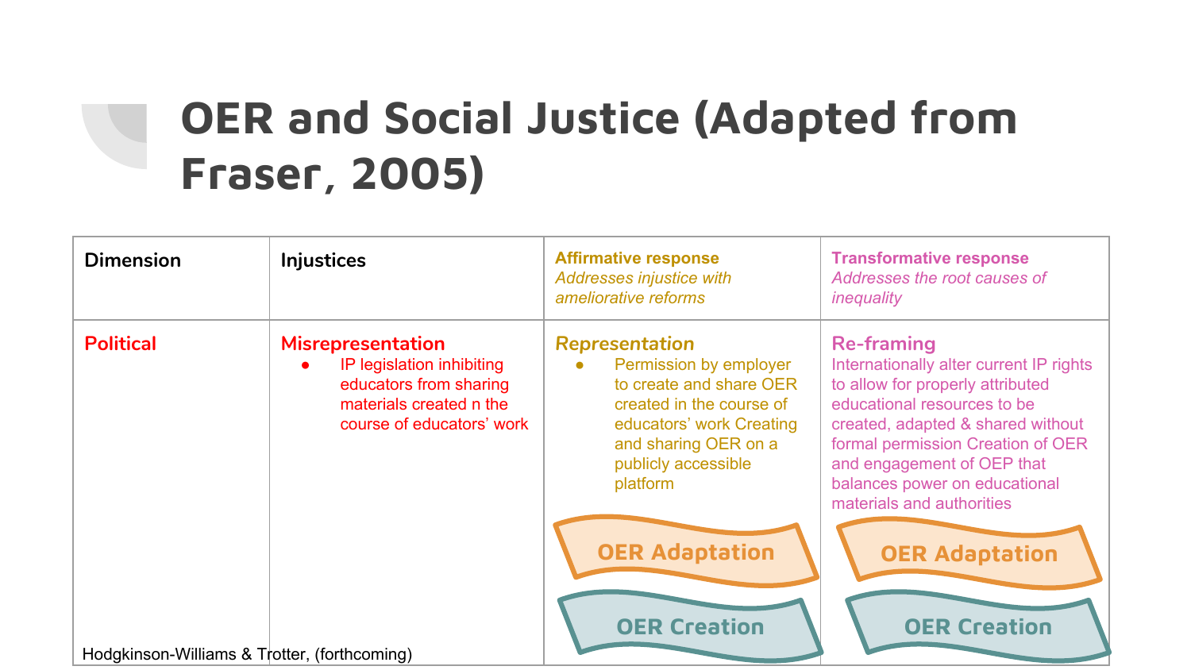# OER and Social Justice (Adapted from Fraser, 2005)

| Dimension | Injustices | Affirmative response<br>*Addresses injustice with ameliorative reforms* | Transformative response<br>*Addresses the root causes of inequality* |
|---|---|---|---|
| **Political** | **Misrepresentation**<br>• IP legislation inhibiting educators from sharing materials created n the course of educators' work | ***Representation***<br>• Permission by employer to create and share OER created in the course of educators' work Creating and sharing OER on a publicly accessible platform<br>**OER Adaptation**<br>**OER Creation** | **Re-framing**<br>Internationally alter current IP rights to allow for properly attributed educational resources to be created, adapted & shared without formal permission Creation of OER and engagement of OEP that balances power on educational materials and authorities<br>**OER Adaptation**<br>**OER Creation** |

Hodgkinson-Williams & Trotter, (forthcoming)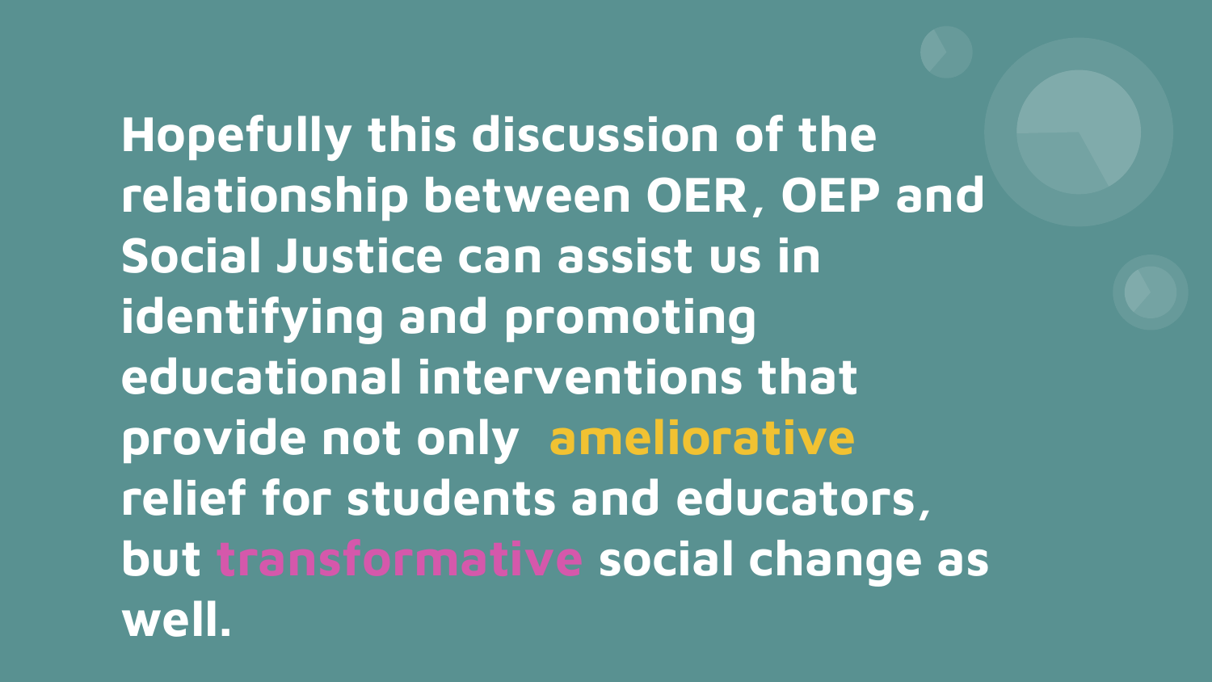**Hopefully this discussion of the relationship between OER, OEP and Social Justice can assist us in identifying and promoting educational interventions that provide not only ameliorative relief for students and educators, but transformative social change as well.**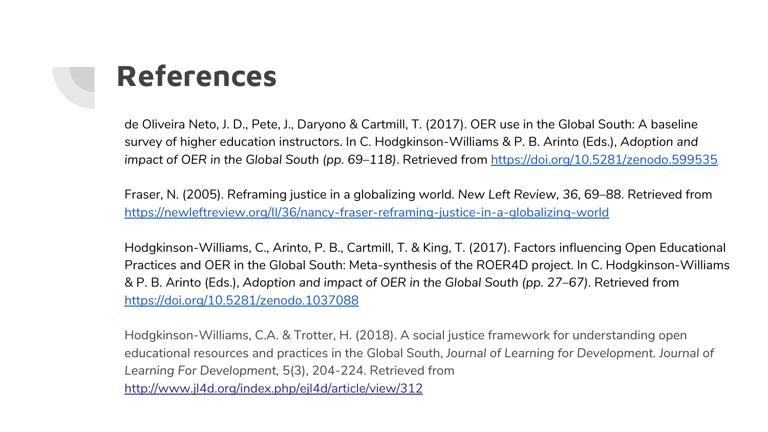# References

de Oliveira Neto, J. D., Pete, J., Daryono & Cartmill, T. (2017). OER use in the Global South: A baseline survey of higher education instructors. In C. Hodgkinson-Williams & P. B. Arinto (Eds.), *Adoption and impact of OER in the Global South (pp. 69–118)*. Retrieved from [https://doi.org/10.5281/zenodo.599535](https://doi.org/10.5281/zenodo.599535)

Fraser, N. (2005). Reframing justice in a globalizing world. *New Left Review, 36*, 69–88. Retrieved from [https://newleftreview.org/II/36/nancy-fraser-reframing-justice-in-a-globalizing-world](https://newleftreview.org/II/36/nancy-fraser-reframing-justice-in-a-globalizing-world)

Hodgkinson-Williams, C., Arinto, P. B., Cartmill, T. & King, T. (2017). Factors influencing Open Educational Practices and OER in the Global South: Meta-synthesis of the ROER4D project. In C. Hodgkinson-Williams & P. B. Arinto (Eds.), *Adoption and impact of OER in the Global South (pp. 27–67)*. Retrieved from [https://doi.org/10.5281/zenodo.1037088](https://doi.org/10.5281/zenodo.1037088)

Hodgkinson-Williams, C.A. & Trotter, H. (2018). A social justice framework for understanding open educational resources and practices in the Global South, *Journal of Learning for Development. Journal of Learning For Development*, 5(3), 204-224. Retrieved from [http://www.jl4d.org/index.php/ejl4d/article/view/312](http://www.jl4d.org/index.php/ejl4d/article/view/312)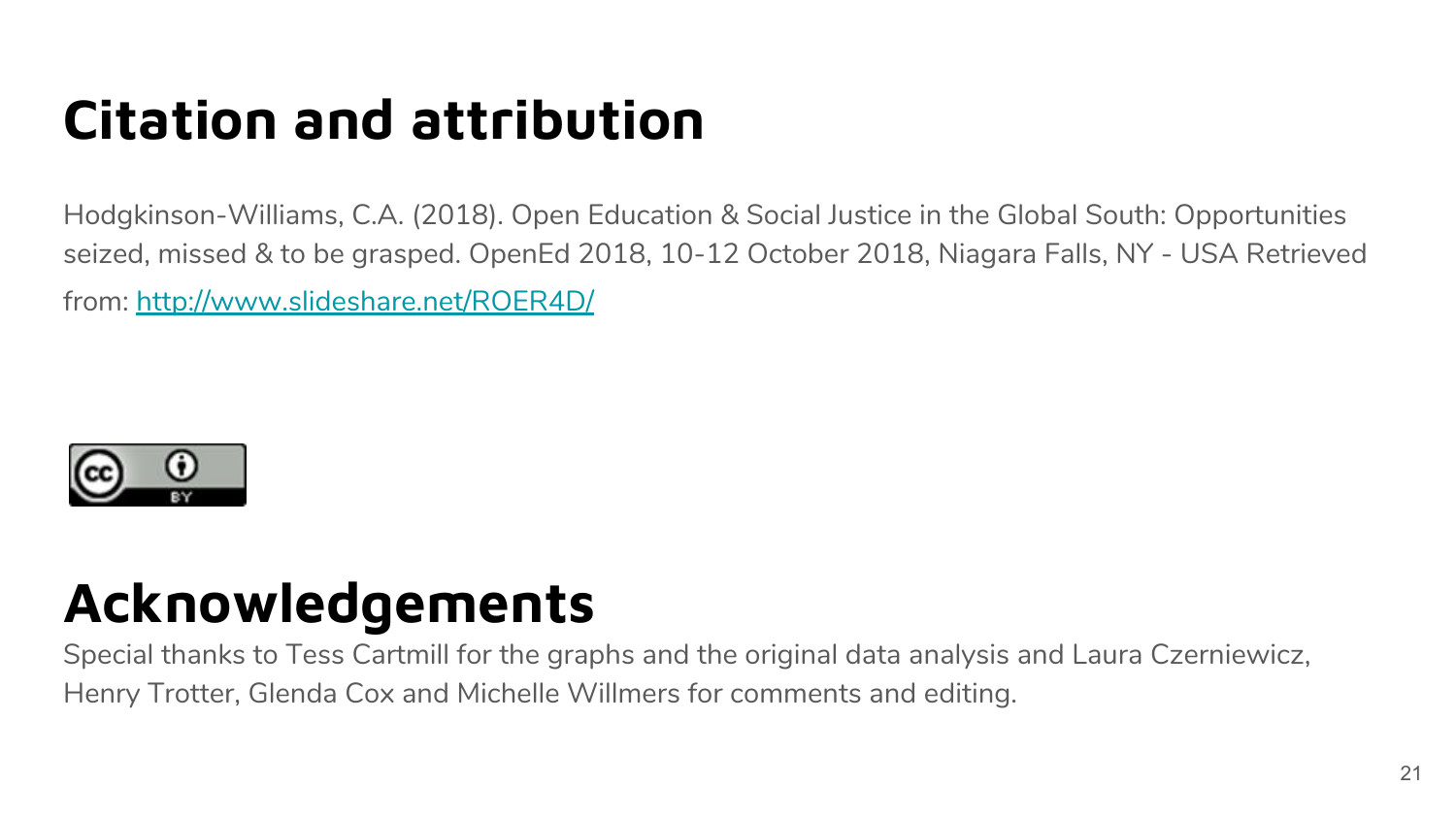# Citation and attribution

Hodgkinson-Williams, C.A. (2018). Open Education & Social Justice in the Global South: Opportunities seized, missed & to be grasped. OpenEd 2018, 10-12 October 2018, Niagara Falls, NY - USA Retrieved from: [http://www.slideshare.net/ROER4D/](http://www.slideshare.net/ROER4D/)

# Acknowledgements

Special thanks to Tess Cartmill for the graphs and the original data analysis and Laura Czerniewicz, Henry Trotter, Glenda Cox and Michelle Willmers for comments and editing.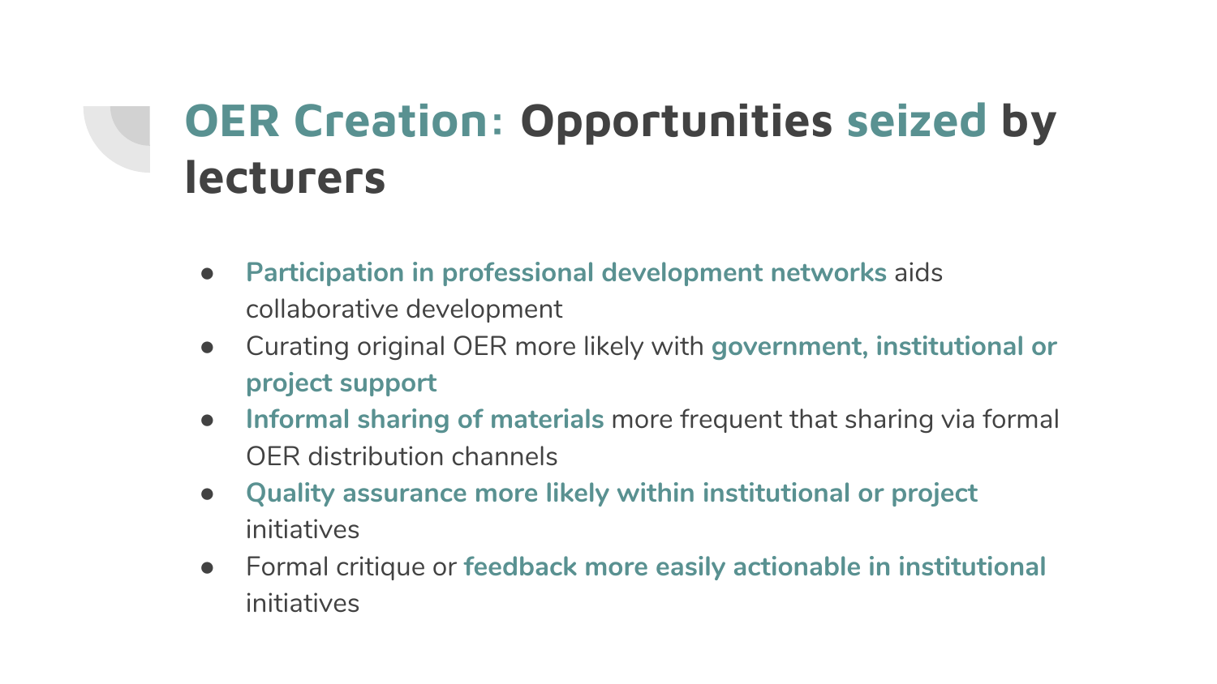# OER Creation: Opportunities seized by lecturers

- **Participation in professional development networks** aids collaborative development
- Curating original OER more likely with **government, institutional or project support**
- **Informal sharing of materials** more frequent that sharing via formal OER distribution channels
- **Quality assurance more likely within institutional or project** initiatives
- Formal critique or **feedback more easily actionable in institutional** initiatives